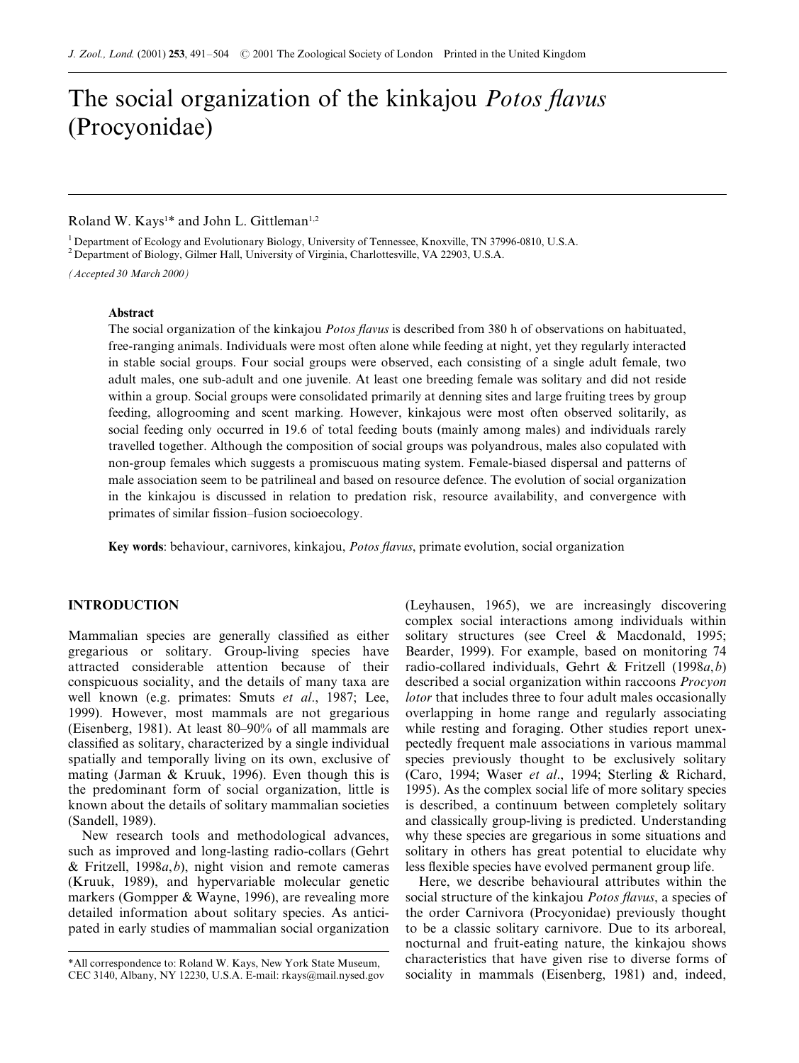# The social organization of the kinkajou *Potos flavus* (Procyonidae)

Roland W. Kays[1]* and John L. Gittleman[1,2]

[1] Department of Ecology and Evolutionary Biology, University of Tennessee, Knoxville, TN 37996-0810, U.S.A.
[2] Department of Biology, Gilmer Hall, University of Virginia, Charlottesville, VA 22903, U.S.A.

*(Accepted 30 March 2000)*

### Abstract

The social organization of the kinkajou *Potos flavus* is described from 380 h of observations on habituated, free-ranging animals. Individuals were most often alone while feeding at night, yet they regularly interacted in stable social groups. Four social groups were observed, each consisting of a single adult female, two adult males, one sub-adult and one juvenile. At least one breeding female was solitary and did not reside within a group. Social groups were consolidated primarily at denning sites and large fruiting trees by group feeding, allogrooming and scent marking. However, kinkajous were most often observed solitarily, as social feeding only occurred in 19.6 of total feeding bouts (mainly among males) and individuals rarely travelled together. Although the composition of social groups was polyandrous, males also copulated with non-group females which suggests a promiscuous mating system. Female-biased dispersal and patterns of male association seem to be patrilineal and based on resource defence. The evolution of social organization in the kinkajou is discussed in relation to predation risk, resource availability, and convergence with primates of similar fission–fusion socioecology.

**Key words**: behaviour, carnivores, kinkajou, *Potos flavus*, primate evolution, social organization

## INTRODUCTION

Mammalian species are generally classified as either gregarious or solitary. Group-living species have attracted considerable attention because of their conspicuous sociality, and the details of many taxa are well known (e.g. primates: Smuts *et al*., 1987; Lee, 1999). However, most mammals are not gregarious (Eisenberg, 1981). At least 80–90% of all mammals are classified as solitary, characterized by a single individual spatially and temporally living on its own, exclusive of mating (Jarman & Kruuk, 1996). Even though this is the predominant form of social organization, little is known about the details of solitary mammalian societies (Sandell, 1989).

New research tools and methodological advances, such as improved and long-lasting radio-collars (Gehrt & Fritzell, 1998*a,b*), night vision and remote cameras (Kruuk, 1989), and hypervariable molecular genetic markers (Gompper & Wayne, 1996), are revealing more detailed information about solitary species. As anticipated in early studies of mammalian social organization (Leyhausen, 1965), we are increasingly discovering complex social interactions among individuals within solitary structures (see Creel & Macdonald, 1995; Bearder, 1999). For example, based on monitoring 74 radio-collared individuals, Gehrt & Fritzell (1998*a,b*) described a social organization within raccoons *Procyon lotor* that includes three to four adult males occasionally overlapping in home range and regularly associating while resting and foraging. Other studies report unexpectedly frequent male associations in various mammal species previously thought to be exclusively solitary (Caro, 1994; Waser *et al*., 1994; Sterling & Richard, 1995). As the complex social life of more solitary species is described, a continuum between completely solitary and classically group-living is predicted. Understanding why these species are gregarious in some situations and solitary in others has great potential to elucidate why less flexible species have evolved permanent group life.

Here, we describe behavioural attributes within the social structure of the kinkajou *Potos flavus*, a species of the order Carnivora (Procyonidae) previously thought to be a classic solitary carnivore. Due to its arboreal, nocturnal and fruit-eating nature, the kinkajou shows characteristics that have given rise to diverse forms of sociality in mammals (Eisenberg, 1981) and, indeed,

*All correspondence to: Roland W. Kays, New York State Museum, CEC 3140, Albany, NY 12230, U.S.A. E-mail: rkays@mail.nysed.gov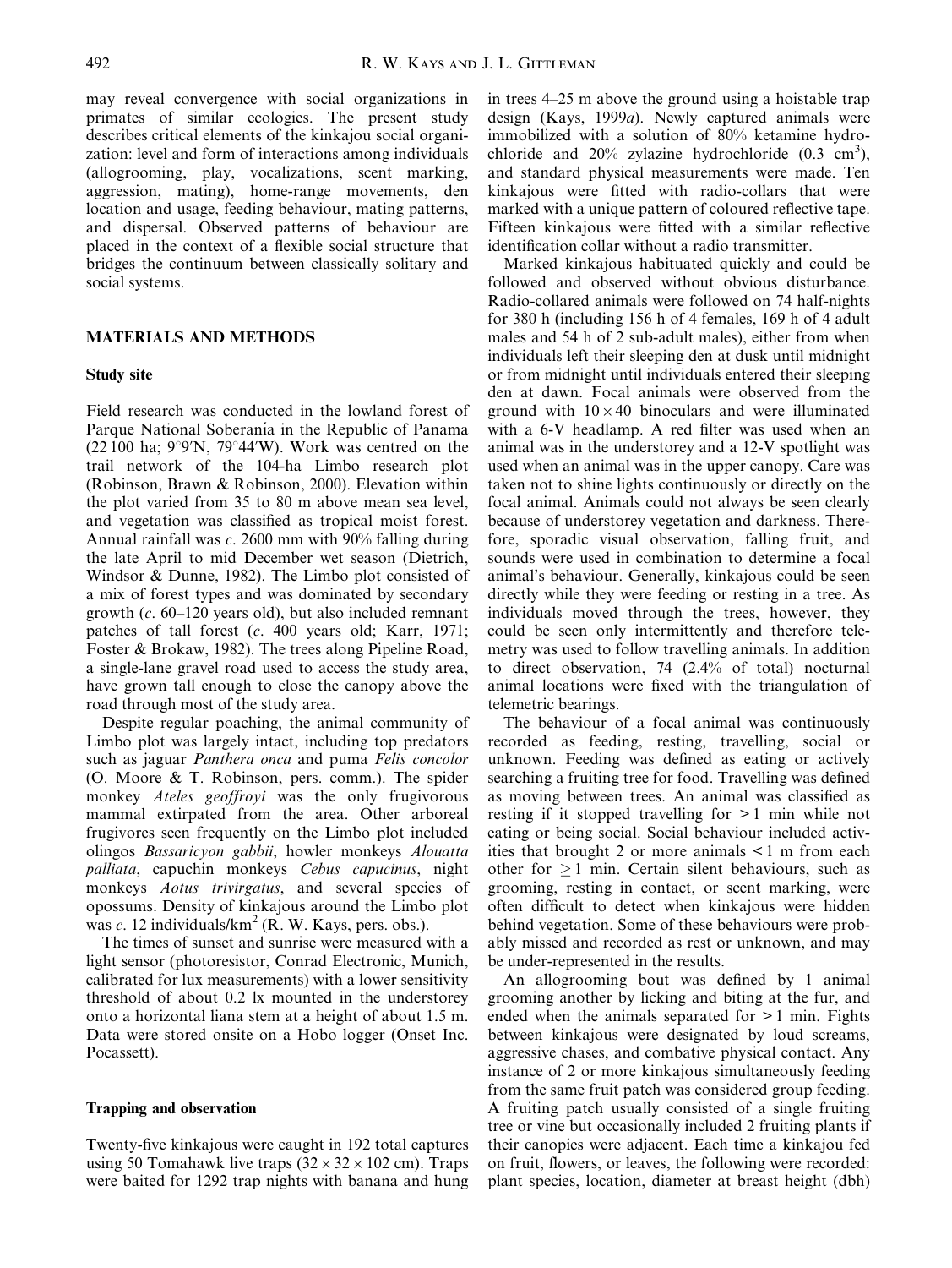may reveal convergence with social organizations in primates of similar ecologies. The present study describes critical elements of the kinkajou social organization: level and form of interactions among individuals (allogrooming, play, vocalizations, scent marking, aggression, mating), home-range movements, den location and usage, feeding behaviour, mating patterns, and dispersal. Observed patterns of behaviour are placed in the context of a flexible social structure that bridges the continuum between classically solitary and social systems.

## MATERIALS AND METHODS

### Study site

Field research was conducted in the lowland forest of Parque National Soberanía in the Republic of Panama (22 100 ha; 9°9′N, 79°44′W). Work was centred on the trail network of the 104-ha Limbo research plot (Robinson, Brawn & Robinson, 2000). Elevation within the plot varied from 35 to 80 m above mean sea level, and vegetation was classified as tropical moist forest. Annual rainfall was *c*. 2600 mm with 90% falling during the late April to mid December wet season (Dietrich, Windsor & Dunne, 1982). The Limbo plot consisted of a mix of forest types and was dominated by secondary growth (*c*. 60–120 years old), but also included remnant patches of tall forest (*c*. 400 years old; Karr, 1971; Foster & Brokaw, 1982). The trees along Pipeline Road, a single-lane gravel road used to access the study area, have grown tall enough to close the canopy above the road through most of the study area.

Despite regular poaching, the animal community of Limbo plot was largely intact, including top predators such as jaguar *Panthera onca* and puma *Felis concolor* (O. Moore & T. Robinson, pers. comm.). The spider monkey *Ateles geoffroyi* was the only frugivorous mammal extirpated from the area. Other arboreal frugivores seen frequently on the Limbo plot included olingos *Bassaricyon gabbii*, howler monkeys *Alouatta palliata*, capuchin monkeys *Cebus capucinus*, night monkeys *Aotus trivirgatus*, and several species of opossums. Density of kinkajous around the Limbo plot was *c*. 12 individuals/km$^2$ (R. W. Kays, pers. obs.).

The times of sunset and sunrise were measured with a light sensor (photoresistor, Conrad Electronic, Munich, calibrated for lux measurements) with a lower sensitivity threshold of about 0.2 lx mounted in the understorey onto a horizontal liana stem at a height of about 1.5 m. Data were stored onsite on a Hobo logger (Onset Inc. Pocassett).

### Trapping and observation

Twenty-five kinkajous were caught in 192 total captures using 50 Tomahawk live traps ($32 \times 32 \times 102$ cm). Traps were baited for 1292 trap nights with banana and hung in trees 4–25 m above the ground using a hoistable trap design (Kays, 1999*a*). Newly captured animals were immobilized with a solution of 80% ketamine hydrochloride and 20% zylazine hydrochloride (0.3 cm$^3$), and standard physical measurements were made. Ten kinkajous were fitted with radio-collars that were marked with a unique pattern of coloured reflective tape. Fifteen kinkajous were fitted with a similar reflective identification collar without a radio transmitter.

Marked kinkajous habituated quickly and could be followed and observed without obvious disturbance. Radio-collared animals were followed on 74 half-nights for 380 h (including 156 h of 4 females, 169 h of 4 adult males and 54 h of 2 sub-adult males), either from when individuals left their sleeping den at dusk until midnight or from midnight until individuals entered their sleeping den at dawn. Focal animals were observed from the ground with $10 \times 40$ binoculars and were illuminated with a 6-V headlamp. A red filter was used when an animal was in the understorey and a 12-V spotlight was used when an animal was in the upper canopy. Care was taken not to shine lights continuously or directly on the focal animal. Animals could not always be seen clearly because of understorey vegetation and darkness. Therefore, sporadic visual observation, falling fruit, and sounds were used in combination to determine a focal animal's behaviour. Generally, kinkajous could be seen directly while they were feeding or resting in a tree. As individuals moved through the trees, however, they could be seen only intermittently and therefore telemetry was used to follow travelling animals. In addition to direct observation, 74 (2.4% of total) nocturnal animal locations were fixed with the triangulation of telemetric bearings.

The behaviour of a focal animal was continuously recorded as feeding, resting, travelling, social or unknown. Feeding was defined as eating or actively searching a fruiting tree for food. Travelling was defined as moving between trees. An animal was classified as resting if it stopped travelling for $> 1$ min while not eating or being social. Social behaviour included activities that brought 2 or more animals $< 1$ m from each other for $\geq 1$ min. Certain silent behaviours, such as grooming, resting in contact, or scent marking, were often difficult to detect when kinkajous were hidden behind vegetation. Some of these behaviours were probably missed and recorded as rest or unknown, and may be under-represented in the results.

An allogrooming bout was defined by 1 animal grooming another by licking and biting at the fur, and ended when the animals separated for $> 1$ min. Fights between kinkajous were designated by loud screams, aggressive chases, and combative physical contact. Any instance of 2 or more kinkajous simultaneously feeding from the same fruit patch was considered group feeding. A fruiting patch usually consisted of a single fruiting tree or vine but occasionally included 2 fruiting plants if their canopies were adjacent. Each time a kinkajou fed on fruit, flowers, or leaves, the following were recorded: plant species, location, diameter at breast height (dbh)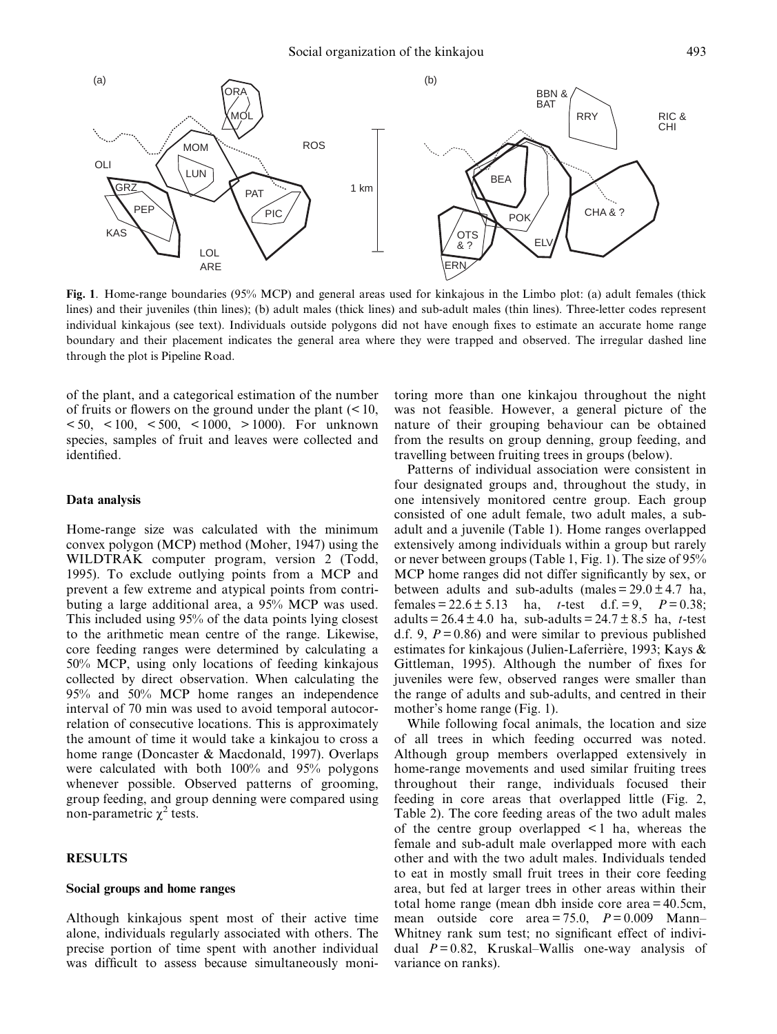**Fig. 1**. Home-range boundaries (95% MCP) and general areas used for kinkajous in the Limbo plot: (a) adult females (thick lines) and their juveniles (thin lines); (b) adult males (thick lines) and sub-adult males (thin lines). Three-letter codes represent individual kinkajous (see text). Individuals outside polygons did not have enough fixes to estimate an accurate home range boundary and their placement indicates the general area where they were trapped and observed. The irregular dashed line through the plot is Pipeline Road.

of the plant, and a categorical estimation of the number of fruits or flowers on the ground under the plant (< 10, < 50, < 100, < 500, < 1000, > 1000). For unknown species, samples of fruit and leaves were collected and identified.

### Data analysis

Home-range size was calculated with the minimum convex polygon (MCP) method (Moher, 1947) using the WILDTRAK computer program, version 2 (Todd, 1995). To exclude outlying points from a MCP and prevent a few extreme and atypical points from contributing a large additional area, a 95% MCP was used. This included using 95% of the data points lying closest to the arithmetic mean centre of the range. Likewise, core feeding ranges were determined by calculating a 50% MCP, using only locations of feeding kinkajous collected by direct observation. When calculating the 95% and 50% MCP home ranges an independence interval of 70 min was used to avoid temporal autocorrelation of consecutive locations. This is approximately the amount of time it would take a kinkajou to cross a home range (Doncaster & Macdonald, 1997). Overlaps were calculated with both 100% and 95% polygons whenever possible. Observed patterns of grooming, group feeding, and group denning were compared using non-parametric $\chi^2$ tests.

## RESULTS

### Social groups and home ranges

Although kinkajous spent most of their active time alone, individuals regularly associated with others. The precise portion of time spent with another individual was difficult to assess because simultaneously monitoring more than one kinkajou throughout the night was not feasible. However, a general picture of the nature of their grouping behaviour can be obtained from the results on group denning, group feeding, and travelling between fruiting trees in groups (below).

Patterns of individual association were consistent in four designated groups and, throughout the study, in one intensively monitored centre group. Each group consisted of one adult female, two adult males, a sub-adult and a juvenile (Table 1). Home ranges overlapped extensively among individuals within a group but rarely or never between groups (Table 1, Fig. 1). The size of 95% MCP home ranges did not differ significantly by sex, or between adults and sub-adults (males = $29.0 \pm 4.7$ ha, females = $22.6 \pm 5.13$ ha, *t*-test d.f. = 9, $P = 0.38$; adults = $26.4 \pm 4.0$ ha, sub-adults = $24.7 \pm 8.5$ ha, *t*-test d.f. 9, $P = 0.86$) and were similar to previous published estimates for kinkajous (Julien-Laferrière, 1993; Kays & Gittleman, 1995). Although the number of fixes for juveniles were few, observed ranges were smaller than the range of adults and sub-adults, and centred in their mother's home range (Fig. 1).

While following focal animals, the location and size of all trees in which feeding occurred was noted. Although group members overlapped extensively in home-range movements and used similar fruiting trees throughout their range, individuals focused their feeding in core areas that overlapped little (Fig. 2, Table 2). The core feeding areas of the two adult males of the centre group overlapped < 1 ha, whereas the female and sub-adult male overlapped more with each other and with the two adult males. Individuals tended to eat in mostly small fruit trees in their core feeding area, but fed at larger trees in other areas within their total home range (mean dbh inside core area = 40.5cm, mean outside core area = 75.0, $P = 0.009$ Mann–Whitney rank sum test; no significant effect of individual $P = 0.82$, Kruskal–Wallis one-way analysis of variance on ranks).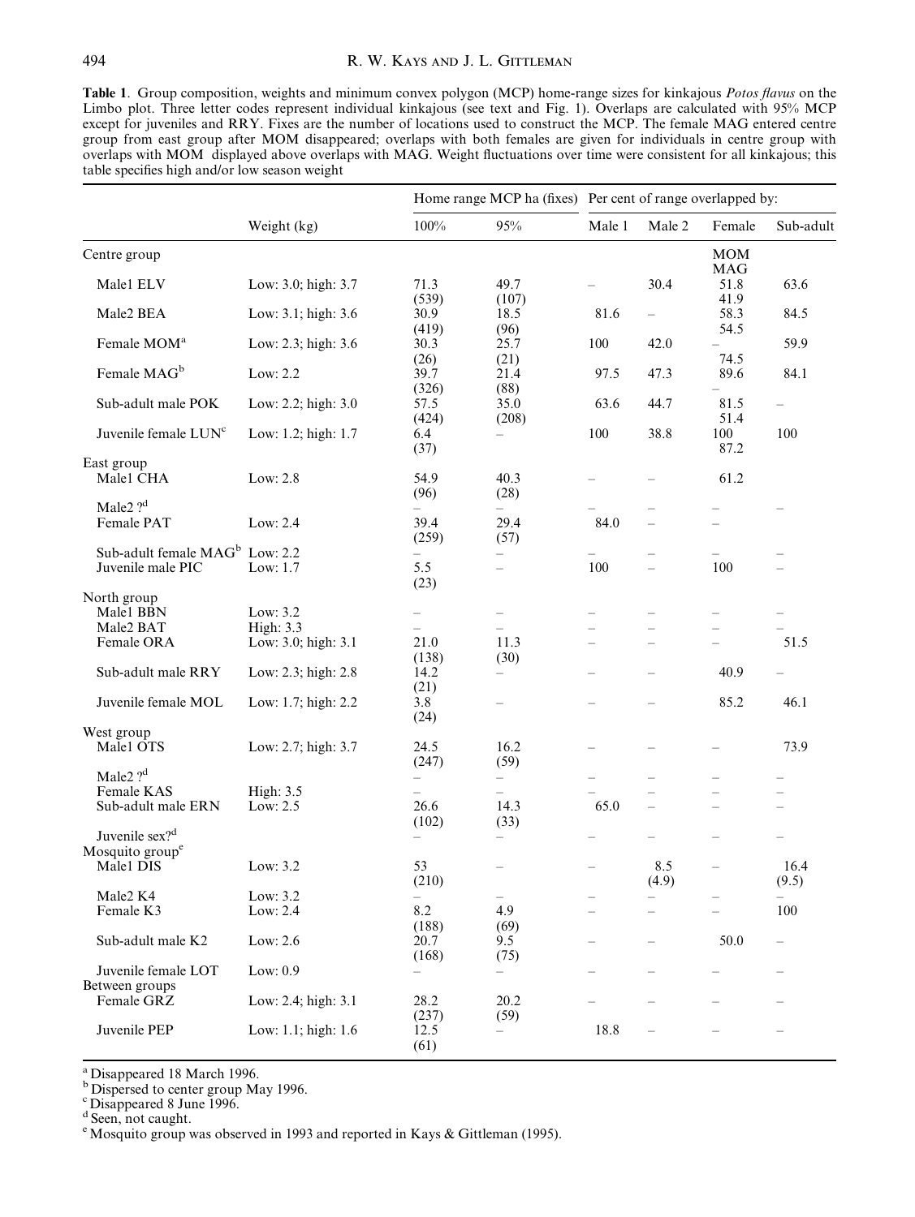**Table 1**. Group composition, weights and minimum convex polygon (MCP) home-range sizes for kinkajous *Potos flavus* on the Limbo plot. Three letter codes represent individual kinkajous (see text and Fig. 1). Overlaps are calculated with 95% MCP except for juveniles and RRY. Fixes are the number of locations used to construct the MCP. The female MAG entered centre group from east group after MOM disappeared; overlaps with both females are given for individuals in centre group with overlaps with MOM displayed above overlaps with MAG. Weight fluctuations over time were consistent for all kinkajous; this table specifies high and/or low season weight

| | Weight (kg) | Home range MCP ha (fixes) | | Per cent of range overlapped by: | | | |
|---|---|---|---|---|---|---|---|
| | | 100% | 95% | Male 1 | Male 2 | Female | Sub-adult |
| Centre group | | | | | | MOM MAG | |
| Male1 ELV | Low: 3.0; high: 3.7 | 71.3 (539) | 49.7 (107) | – | 30.4 | 51.8 41.9 | 63.6 |
| Male2 BEA | Low: 3.1; high: 3.6 | 30.9 (419) | 18.5 (96) | 81.6 | – | 58.3 54.5 | 84.5 |
| Female MOM[a] | Low: 2.3; high: 3.6 | 30.3 (26) | 25.7 (21) | 100 | 42.0 | – 74.5 | 59.9 |
| Female MAG[b] | Low: 2.2 | 39.7 (326) | 21.4 (88) | 97.5 | 47.3 | 89.6 – | 84.1 |
| Sub-adult male POK | Low: 2.2; high: 3.0 | 57.5 (424) | 35.0 (208) | 63.6 | 44.7 | 81.5 51.4 | – |
| Juvenile female LUN[c] | Low: 1.2; high: 1.7 | 6.4 (37) | – | 100 | 38.8 | 100 87.2 | 100 |
| East group | | | | | | | |
| Male1 CHA | Low: 2.8 | 54.9 (96) | 40.3 (28) | – | – | 61.2 | |
| Male2 ?[d] | | – | – | – | – | – | – |
| Female PAT | Low: 2.4 | 39.4 (259) | 29.4 (57) | 84.0 | – | – | |
| Sub-adult female MAG[b] | Low: 2.2 | – | – | – | – | – | – |
| Juvenile male PIC | Low: 1.7 | 5.5 (23) | – | 100 | – | 100 | – |
| North group | | | | | | | |
| Male1 BBN | Low: 3.2 | – | – | – | – | – | – |
| Male2 BAT | High: 3.3 | – | – | – | – | – | – |
| Female ORA | Low: 3.0; high: 3.1 | 21.0 (138) | 11.3 (30) | – | – | – | 51.5 |
| Sub-adult male RRY | Low: 2.3; high: 2.8 | 14.2 (21) | – | – | – | 40.9 | – |
| Juvenile female MOL | Low: 1.7; high: 2.2 | 3.8 (24) | – | – | – | 85.2 | 46.1 |
| West group | | | | | | | |
| Male1 OTS | Low: 2.7; high: 3.7 | 24.5 (247) | 16.2 (59) | – | – | – | 73.9 |
| Male2 ?[d] | | – | – | – | – | – | – |
| Female KAS | High: 3.5 | – | – | – | – | – | – |
| Sub-adult male ERN | Low: 2.5 | 26.6 (102) | 14.3 (33) | 65.0 | – | – | – |
| Juvenile sex?[d] | | – | – | – | – | – | – |
| Mosquito group[e] | | | | | | | |
| Male1 DIS | Low: 3.2 | 53 (210) | – | – | 8.5 (4.9) | – | 16.4 (9.5) |
| Male2 K4 | Low: 3.2 | – | – | – | – | – | – |
| Female K3 | Low: 2.4 | 8.2 (188) | 4.9 (69) | – | – | – | 100 |
| Sub-adult male K2 | Low: 2.6 | 20.7 (168) | 9.5 (75) | – | – | 50.0 | – |
| Juvenile female LOT | Low: 0.9 | – | – | – | – | – | – |
| Between groups | | | | | | | |
| Female GRZ | Low: 2.4; high: 3.1 | 28.2 (237) | 20.2 (59) | – | – | – | – |
| Juvenile PEP | Low: 1.1; high: 1.6 | 12.5 (61) | – | 18.8 | – | – | – |

[a] Disappeared 18 March 1996.
[b] Dispersed to center group May 1996.
[c] Disappeared 8 June 1996.
[d] Seen, not caught.
[e] Mosquito group was observed in 1993 and reported in Kays & Gittleman (1995).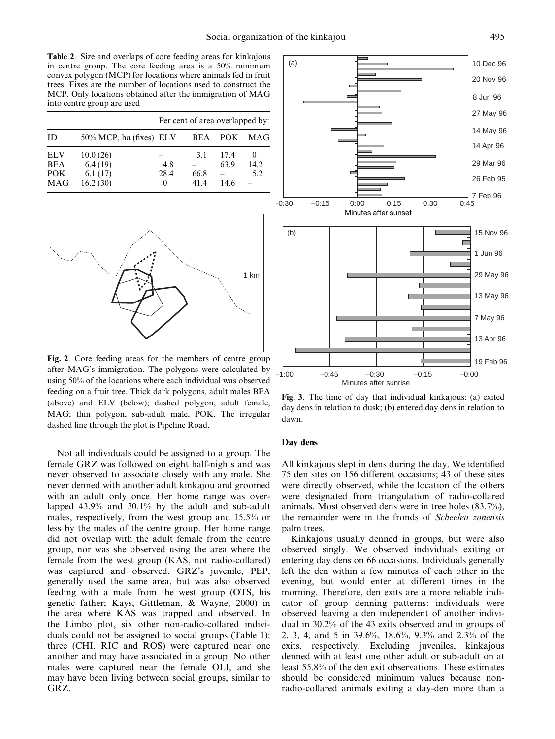**Table 2.** Size and overlaps of core feeding areas for kinkajous in centre group. The core feeding area is a 50% minimum convex polygon (MCP) for locations where animals fed in fruit trees. Fixes are the number of locations used to construct the MCP. Only locations obtained after the immigration of MAG into centre group are used

| | | Per cent of area overlapped by: | | | |
|---|---|---|---|---|---|
| ID | 50% MCP, ha (fixes) | ELV | BEA | POK | MAG |
| ELV | 10.0 (26) | – | 3.1 | 17.4 | 0 |
| BEA | 6.4 (19) | 4.8 | – | 63.9 | 14.2 |
| POK | 6.1 (17) | 28.4 | 66.8 | – | 5.2 |
| MAG | 16.2 (30) | 0 | 41.4 | 14.6 | – |

**Fig. 2**. Core feeding areas for the members of centre group after MAG's immigration. The polygons were calculated by using 50% of the locations where each individual was observed feeding on a fruit tree. Thick dark polygons, adult males BEA (above) and ELV (below); dashed polygon, adult female, MAG; thin polygon, sub-adult male, POK. The irregular dashed line through the plot is Pipeline Road.

**Fig. 3**. The time of day that individual kinkajous: (a) exited day dens in relation to dusk; (b) entered day dens in relation to dawn.

Not all individuals could be assigned to a group. The female GRZ was followed on eight half-nights and was never observed to associate closely with any male. She never denned with another adult kinkajou and groomed with an adult only once. Her home range was overlapped 43.9% and 30.1% by the adult and sub-adult males, respectively, from the west group and 15.5% or less by the males of the centre group. Her home range did not overlap with the adult female from the centre group, nor was she observed using the area where the female from the west group (KAS, not radio-collared) was captured and observed. GRZ's juvenile, PEP, generally used the same area, but was also observed feeding with a male from the west group (OTS, his genetic father; Kays, Gittleman, & Wayne, 2000) in the area where KAS was trapped and observed. In the Limbo plot, six other non-radio-collared individuals could not be assigned to social groups (Table 1); three (CHI, RIC and ROS) were captured near one another and may have associated in a group. No other males were captured near the female OLI, and she may have been living between social groups, similar to GRZ.

### Day dens

All kinkajous slept in dens during the day. We identified 75 den sites on 156 different occasions; 43 of these sites were directly observed, while the location of the others were designated from triangulation of radio-collared animals. Most observed dens were in tree holes (83.7%), the remainder were in the fronds of *Scheelea zonensis* palm trees.

Kinkajous usually denned in groups, but were also observed singly. We observed individuals exiting or entering day dens on 66 occasions. Individuals generally left the den within a few minutes of each other in the evening, but would enter at different times in the morning. Therefore, den exits are a more reliable indicator of group denning patterns: individuals were observed leaving a den independent of another individual in 30.2% of the 43 exits observed and in groups of 2, 3, 4, and 5 in 39.6%, 18.6%, 9.3% and 2.3% of the exits, respectively. Excluding juveniles, kinkajous denned with at least one other adult or sub-adult on at least 55.8% of the den exit observations. These estimates should be considered minimum values because non-radio-collared animals exiting a day-den more than a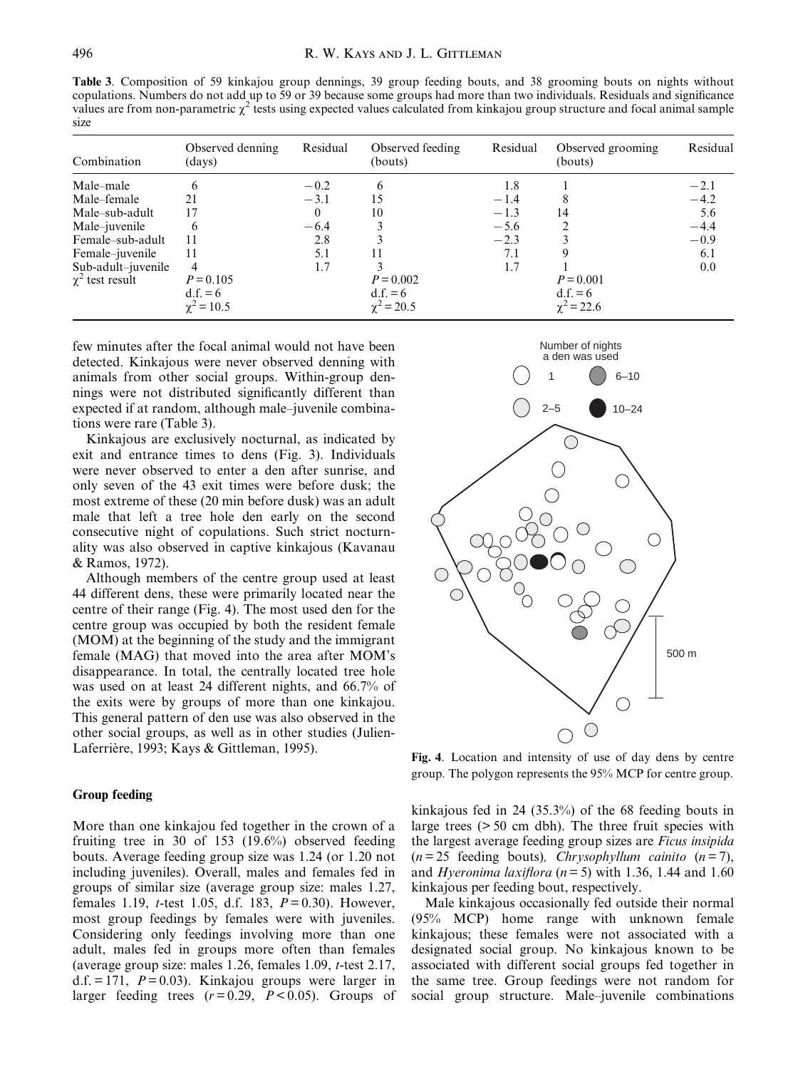**Table 3**. Composition of 59 kinkajou group dennings, 39 group feeding bouts, and 38 grooming bouts on nights without copulations. Numbers do not add up to 59 or 39 because some groups had more than two individuals. Residuals and significance values are from non-parametric $\chi^2$ tests using expected values calculated from kinkajou group structure and focal animal sample size

| Combination | Observed denning (days) | Residual | Observed feeding (bouts) | Residual | Observed grooming (bouts) | Residual |
|---|---|---|---|---|---|---|
| Male–male | 6 | −0.2 | 6 | 1.8 | 1 | −2.1 |
| Male–female | 21 | −3.1 | 15 | −1.4 | 8 | −4.2 |
| Male–sub-adult | 17 | 0 | 10 | −1.3 | 14 | 5.6 |
| Male–juvenile | 6 | −6.4 | 3 | −5.6 | 2 | −4.4 |
| Female–sub-adult | 11 | 2.8 | 3 | −2.3 | 3 | −0.9 |
| Female–juvenile | 11 | 5.1 | 11 | 7.1 | 9 | 6.1 |
| Sub-adult–juvenile | 4 | 1.7 | 3 | 1.7 | 1 | 0.0 |
| $\chi^2$ test result | $P = 0.105$<br>d.f. = 6<br>$\chi^2 = 10.5$ | | $P = 0.002$<br>d.f. = 6<br>$\chi^2 = 20.5$ | | $P = 0.001$<br>d.f. = 6<br>$\chi^2 = 22.6$ | |

few minutes after the focal animal would not have been detected. Kinkajous were never observed denning with animals from other social groups. Within-group dennings were not distributed significantly different than expected if at random, although male–juvenile combinations were rare (Table 3).

Kinkajous are exclusively nocturnal, as indicated by exit and entrance times to dens (Fig. 3). Individuals were never observed to enter a den after sunrise, and only seven of the 43 exit times were before dusk; the most extreme of these (20 min before dusk) was an adult male that left a tree hole den early on the second consecutive night of copulations. Such strict nocturnality was also observed in captive kinkajous (Kavanau & Ramos, 1972).

Although members of the centre group used at least 44 different dens, these were primarily located near the centre of their range (Fig. 4). The most used den for the centre group was occupied by both the resident female (MOM) at the beginning of the study and the immigrant female (MAG) that moved into the area after MOM's disappearance. In total, the centrally located tree hole was used on at least 24 different nights, and 66.7% of the exits were by groups of more than one kinkajou. This general pattern of den use was also observed in the other social groups, as well as in other studies (Julien-Laferrière, 1993; Kays & Gittleman, 1995).

**Fig. 4**. Location and intensity of use of day dens by centre group. The polygon represents the 95% MCP for centre group.

### Group feeding

More than one kinkajou fed together in the crown of a fruiting tree in 30 of 153 (19.6%) observed feeding bouts. Average feeding group size was 1.24 (or 1.20 not including juveniles). Overall, males and females fed in groups of similar size (average group size: males 1.27, females 1.19, *t*-test 1.05, d.f. 183, $P = 0.30$). However, most group feedings by females were with juveniles. Considering only feedings involving more than one adult, males fed in groups more often than females (average group size: males 1.26, females 1.09, *t*-test 2.17, d.f. = 171, $P = 0.03$). Kinkajou groups were larger in larger feeding trees ($r = 0.29$, $P < 0.05$). Groups of kinkajous fed in 24 (35.3%) of the 68 feeding bouts in large trees (> 50 cm dbh). The three fruit species with the largest average feeding group sizes are *Ficus insipida* ($n = 25$ feeding bouts), *Chrysophyllum cainito* ($n = 7$), and *Hyeronima laxiflora* ($n = 5$) with 1.36, 1.44 and 1.60 kinkajous per feeding bout, respectively.

Male kinkajous occasionally fed outside their normal (95% MCP) home range with unknown female kinkajous; these females were not associated with a designated social group. No kinkajous known to be associated with different social groups fed together in the same tree. Group feedings were not random for social group structure. Male–juvenile combinations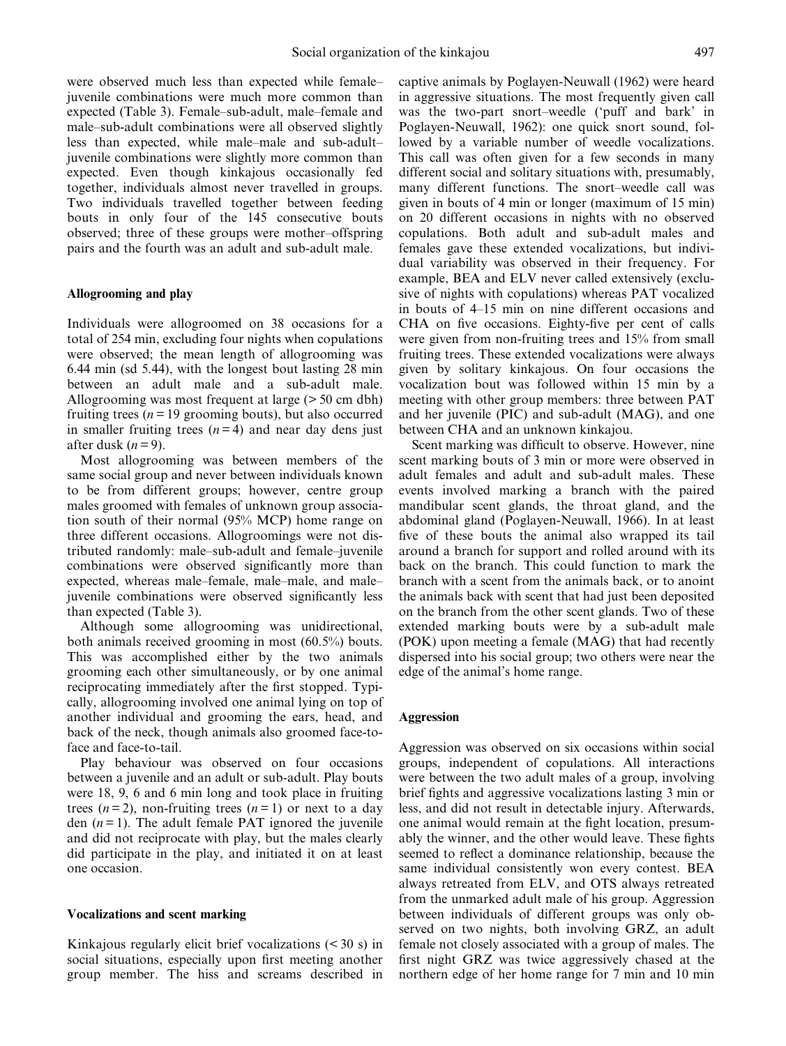were observed much less than expected while female–juvenile combinations were much more common than expected (Table 3). Female–sub-adult, male–female and male–sub-adult combinations were all observed slightly less than expected, while male–male and sub-adult–juvenile combinations were slightly more common than expected. Even though kinkajous occasionally fed together, individuals almost never travelled in groups. Two individuals travelled together between feeding bouts in only four of the 145 consecutive bouts observed; three of these groups were mother–offspring pairs and the fourth was an adult and sub-adult male.

### Allogrooming and play

Individuals were allogroomed on 38 occasions for a total of 254 min, excluding four nights when copulations were observed; the mean length of allogrooming was 6.44 min (sd 5.44), with the longest bout lasting 28 min between an adult male and a sub-adult male. Allogrooming was most frequent at large (> 50 cm dbh) fruiting trees ($n = 19$ grooming bouts), but also occurred in smaller fruiting trees ($n = 4$) and near day dens just after dusk ($n = 9$).

Most allogrooming was between members of the same social group and never between individuals known to be from different groups; however, centre group males groomed with females of unknown group association south of their normal (95% MCP) home range on three different occasions. Allogroomings were not distributed randomly: male–sub-adult and female–juvenile combinations were observed significantly more than expected, whereas male–female, male–male, and male–juvenile combinations were observed significantly less than expected (Table 3).

Although some allogrooming was unidirectional, both animals received grooming in most (60.5%) bouts. This was accomplished either by the two animals grooming each other simultaneously, or by one animal reciprocating immediately after the first stopped. Typically, allogrooming involved one animal lying on top of another individual and grooming the ears, head, and back of the neck, though animals also groomed face-to-face and face-to-tail.

Play behaviour was observed on four occasions between a juvenile and an adult or sub-adult. Play bouts were 18, 9, 6 and 6 min long and took place in fruiting trees ($n = 2$), non-fruiting trees ($n = 1$) or next to a day den ($n = 1$). The adult female PAT ignored the juvenile and did not reciprocate with play, but the males clearly did participate in the play, and initiated it on at least one occasion.

### Vocalizations and scent marking

Kinkajous regularly elicit brief vocalizations (< 30 s) in social situations, especially upon first meeting another group member. The hiss and screams described in captive animals by Poglayen-Neuwall (1962) were heard in aggressive situations. The most frequently given call was the two-part snort–weedle ('puff and bark' in Poglayen-Neuwall, 1962): one quick snort sound, followed by a variable number of weedle vocalizations. This call was often given for a few seconds in many different social and solitary situations with, presumably, many different functions. The snort–weedle call was given in bouts of 4 min or longer (maximum of 15 min) on 20 different occasions in nights with no observed copulations. Both adult and sub-adult males and females gave these extended vocalizations, but individual variability was observed in their frequency. For example, BEA and ELV never called extensively (exclusive of nights with copulations) whereas PAT vocalized in bouts of 4–15 min on nine different occasions and CHA on five occasions. Eighty-five per cent of calls were given from non-fruiting trees and 15% from small fruiting trees. These extended vocalizations were always given by solitary kinkajous. On four occasions the vocalization bout was followed within 15 min by a meeting with other group members: three between PAT and her juvenile (PIC) and sub-adult (MAG), and one between CHA and an unknown kinkajou.

Scent marking was difficult to observe. However, nine scent marking bouts of 3 min or more were observed in adult females and adult and sub-adult males. These events involved marking a branch with the paired mandibular scent glands, the throat gland, and the abdominal gland (Poglayen-Neuwall, 1966). In at least five of these bouts the animal also wrapped its tail around a branch for support and rolled around with its back on the branch. This could function to mark the branch with a scent from the animals back, or to anoint the animals back with scent that had just been deposited on the branch from the other scent glands. Two of these extended marking bouts were by a sub-adult male (POK) upon meeting a female (MAG) that had recently dispersed into his social group; two others were near the edge of the animal's home range.

### Aggression

Aggression was observed on six occasions within social groups, independent of copulations. All interactions were between the two adult males of a group, involving brief fights and aggressive vocalizations lasting 3 min or less, and did not result in detectable injury. Afterwards, one animal would remain at the fight location, presumably the winner, and the other would leave. These fights seemed to reflect a dominance relationship, because the same individual consistently won every contest. BEA always retreated from ELV, and OTS always retreated from the unmarked adult male of his group. Aggression between individuals of different groups was only observed on two nights, both involving GRZ, an adult female not closely associated with a group of males. The first night GRZ was twice aggressively chased at the northern edge of her home range for 7 min and 10 min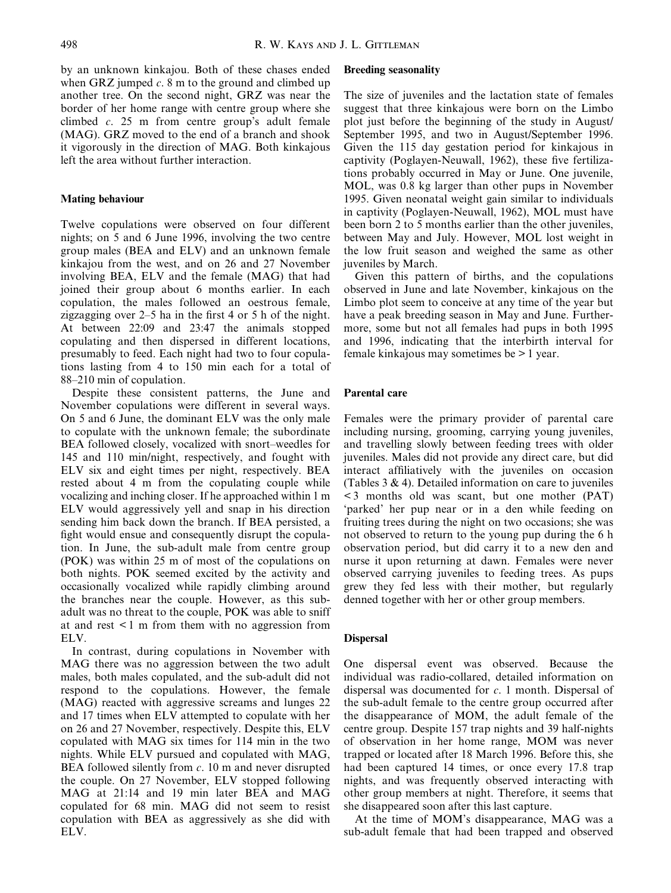by an unknown kinkajou. Both of these chases ended when GRZ jumped *c*. 8 m to the ground and climbed up another tree. On the second night, GRZ was near the border of her home range with centre group where she climbed *c*. 25 m from centre group's adult female (MAG). GRZ moved to the end of a branch and shook it vigorously in the direction of MAG. Both kinkajous left the area without further interaction.

### Mating behaviour

Twelve copulations were observed on four different nights; on 5 and 6 June 1996, involving the two centre group males (BEA and ELV) and an unknown female kinkajou from the west, and on 26 and 27 November involving BEA, ELV and the female (MAG) that had joined their group about 6 months earlier. In each copulation, the males followed an oestrous female, zigzagging over 2–5 ha in the first 4 or 5 h of the night. At between 22:09 and 23:47 the animals stopped copulating and then dispersed in different locations, presumably to feed. Each night had two to four copulations lasting from 4 to 150 min each for a total of 88–210 min of copulation.

Despite these consistent patterns, the June and November copulations were different in several ways. On 5 and 6 June, the dominant ELV was the only male to copulate with the unknown female; the subordinate BEA followed closely, vocalized with snort–weedles for 145 and 110 min/night, respectively, and fought with ELV six and eight times per night, respectively. BEA rested about 4 m from the copulating couple while vocalizing and inching closer. If he approached within 1 m ELV would aggressively yell and snap in his direction sending him back down the branch. If BEA persisted, a fight would ensue and consequently disrupt the copulation. In June, the sub-adult male from centre group (POK) was within 25 m of most of the copulations on both nights. POK seemed excited by the activity and occasionally vocalized while rapidly climbing around the branches near the couple. However, as this sub-adult was no threat to the couple, POK was able to sniff at and rest $<1$ m from them with no aggression from ELV.

In contrast, during copulations in November with MAG there was no aggression between the two adult males, both males copulated, and the sub-adult did not respond to the copulations. However, the female (MAG) reacted with aggressive screams and lunges 22 and 17 times when ELV attempted to copulate with her on 26 and 27 November, respectively. Despite this, ELV copulated with MAG six times for 114 min in the two nights. While ELV pursued and copulated with MAG, BEA followed silently from *c*. 10 m and never disrupted the couple. On 27 November, ELV stopped following MAG at 21:14 and 19 min later BEA and MAG copulated for 68 min. MAG did not seem to resist copulation with BEA as aggressively as she did with ELV.

### Breeding seasonality

The size of juveniles and the lactation state of females suggest that three kinkajous were born on the Limbo plot just before the beginning of the study in August/September 1995, and two in August/September 1996. Given the 115 day gestation period for kinkajous in captivity (Poglayen-Neuwall, 1962), these five fertilizations probably occurred in May or June. One juvenile, MOL, was 0.8 kg larger than other pups in November 1995. Given neonatal weight gain similar to individuals in captivity (Poglayen-Neuwall, 1962), MOL must have been born 2 to 5 months earlier than the other juveniles, between May and July. However, MOL lost weight in the low fruit season and weighed the same as other juveniles by March.

Given this pattern of births, and the copulations observed in June and late November, kinkajous on the Limbo plot seem to conceive at any time of the year but have a peak breeding season in May and June. Furthermore, some but not all females had pups in both 1995 and 1996, indicating that the interbirth interval for female kinkajous may sometimes be $>1$ year.

### Parental care

Females were the primary provider of parental care including nursing, grooming, carrying young juveniles, and travelling slowly between feeding trees with older juveniles. Males did not provide any direct care, but did interact affiliatively with the juveniles on occasion (Tables 3 & 4). Detailed information on care to juveniles $<3$ months old was scant, but one mother (PAT) 'parked' her pup near or in a den while feeding on fruiting trees during the night on two occasions; she was not observed to return to the young pup during the 6 h observation period, but did carry it to a new den and nurse it upon returning at dawn. Females were never observed carrying juveniles to feeding trees. As pups grew they fed less with their mother, but regularly denned together with her or other group members.

### Dispersal

One dispersal event was observed. Because the individual was radio-collared, detailed information on dispersal was documented for *c*. 1 month. Dispersal of the sub-adult female to the centre group occurred after the disappearance of MOM, the adult female of the centre group. Despite 157 trap nights and 39 half-nights of observation in her home range, MOM was never trapped or located after 18 March 1996. Before this, she had been captured 14 times, or once every 17.8 trap nights, and was frequently observed interacting with other group members at night. Therefore, it seems that she disappeared soon after this last capture.

At the time of MOM's disappearance, MAG was a sub-adult female that had been trapped and observed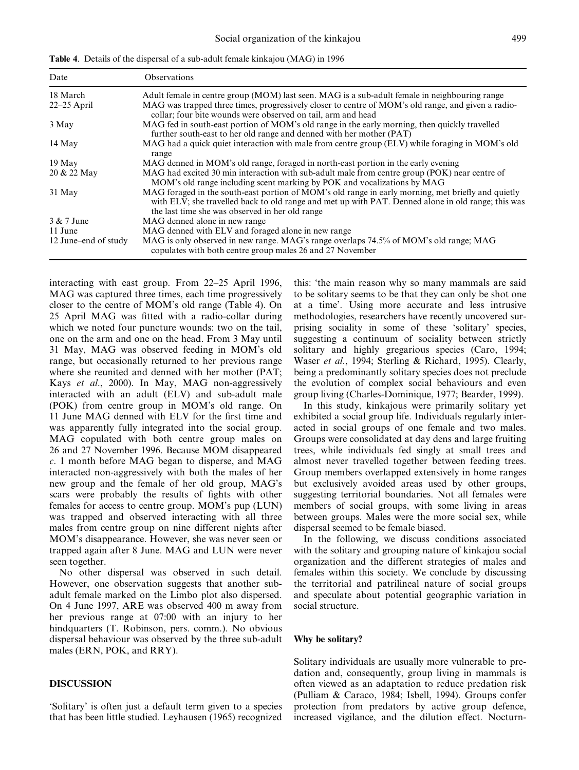**Table 4**. Details of the dispersal of a sub-adult female kinkajou (MAG) in 1996

| Date | Observations |
|---|---|
| 18 March | Adult female in centre group (MOM) last seen. MAG is a sub-adult female in neighbouring range |
| 22–25 April | MAG was trapped three times, progressively closer to centre of MOM's old range, and given a radio-collar; four bite wounds were observed on tail, arm and head |
| 3 May | MAG fed in south-east portion of MOM's old range in the early morning, then quickly travelled further south-east to her old range and denned with her mother (PAT) |
| 14 May | MAG had a quick quiet interaction with male from centre group (ELV) while foraging in MOM's old range |
| 19 May | MAG denned in MOM's old range, foraged in north-east portion in the early evening |
| 20 & 22 May | MAG had excited 30 min interaction with sub-adult male from centre group (POK) near centre of MOM's old range including scent marking by POK and vocalizations by MAG |
| 31 May | MAG foraged in the south-east portion of MOM's old range in early morning, met briefly and quietly with ELV; she travelled back to old range and met up with PAT. Denned alone in old range; this was the last time she was observed in her old range |
| 3 & 7 June | MAG denned alone in new range |
| 11 June | MAG denned with ELV and foraged alone in new range |
| 12 June–end of study | MAG is only observed in new range. MAG's range overlaps 74.5% of MOM's old range; MAG copulates with both centre group males 26 and 27 November |

interacting with east group. From 22–25 April 1996, MAG was captured three times, each time progressively closer to the centre of MOM's old range (Table 4). On 25 April MAG was fitted with a radio-collar during which we noted four puncture wounds: two on the tail, one on the arm and one on the head. From 3 May until 31 May, MAG was observed feeding in MOM's old range, but occasionally returned to her previous range where she reunited and denned with her mother (PAT; Kays *et al*., 2000). In May, MAG non-aggressively interacted with an adult (ELV) and sub-adult male (POK) from centre group in MOM's old range. On 11 June MAG denned with ELV for the first time and was apparently fully integrated into the social group. MAG copulated with both centre group males on 26 and 27 November 1996. Because MOM disappeared *c*. 1 month before MAG began to disperse, and MAG interacted non-aggressively with both the males of her new group and the female of her old group, MAG's scars were probably the results of fights with other females for access to centre group. MOM's pup (LUN) was trapped and observed interacting with all three males from centre group on nine different nights after MOM's disappearance. However, she was never seen or trapped again after 8 June. MAG and LUN were never seen together.

No other dispersal was observed in such detail. However, one observation suggests that another sub-adult female marked on the Limbo plot also dispersed. On 4 June 1997, ARE was observed 400 m away from her previous range at 07:00 with an injury to her hindquarters (T. Robinson, pers. comm.). No obvious dispersal behaviour was observed by the three sub-adult males (ERN, POK, and RRY).

## DISCUSSION

'Solitary' is often just a default term given to a species that has been little studied. Leyhausen (1965) recognized this: 'the main reason why so many mammals are said to be solitary seems to be that they can only be shot one at a time'. Using more accurate and less intrusive methodologies, researchers have recently uncovered surprising sociality in some of these 'solitary' species, suggesting a continuum of sociality between strictly solitary and highly gregarious species (Caro, 1994; Waser *et al*., 1994; Sterling & Richard, 1995). Clearly, being a predominantly solitary species does not preclude the evolution of complex social behaviours and even group living (Charles-Dominique, 1977; Bearder, 1999).

In this study, kinkajous were primarily solitary yet exhibited a social group life. Individuals regularly interacted in social groups of one female and two males. Groups were consolidated at day dens and large fruiting trees, while individuals fed singly at small trees and almost never travelled together between feeding trees. Group members overlapped extensively in home ranges but exclusively avoided areas used by other groups, suggesting territorial boundaries. Not all females were members of social groups, with some living in areas between groups. Males were the more social sex, while dispersal seemed to be female biased.

In the following, we discuss conditions associated with the solitary and grouping nature of kinkajou social organization and the different strategies of males and females within this society. We conclude by discussing the territorial and patrilineal nature of social groups and speculate about potential geographic variation in social structure.

### Why be solitary?

Solitary individuals are usually more vulnerable to predation and, consequently, group living in mammals is often viewed as an adaptation to reduce predation risk (Pulliam & Caraco, 1984; Isbell, 1994). Groups confer protection from predators by active group defence, increased vigilance, and the dilution effect. Nocturn-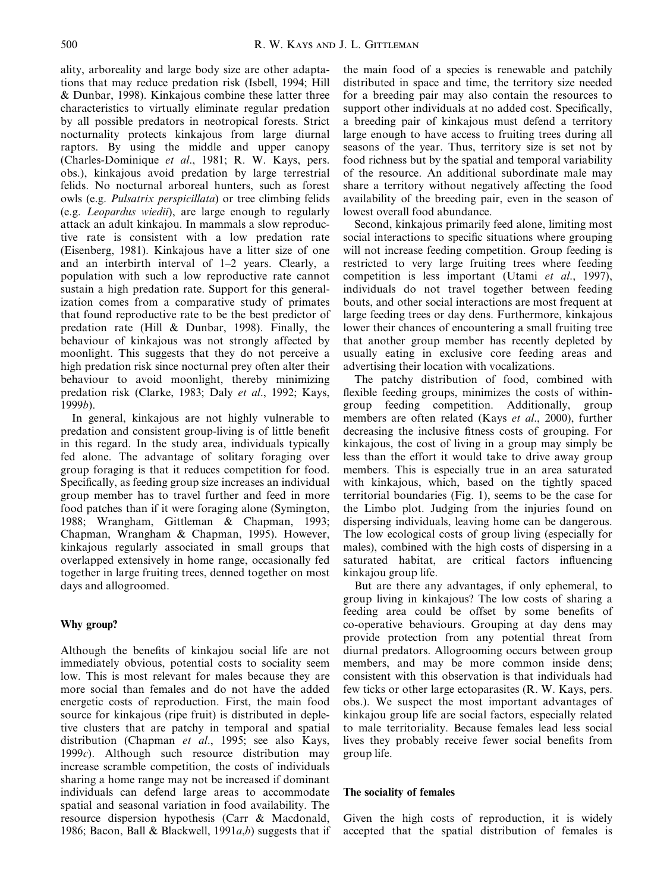ality, arboreality and large body size are other adaptations that may reduce predation risk (Isbell, 1994; Hill & Dunbar, 1998). Kinkajous combine these latter three characteristics to virtually eliminate regular predation by all possible predators in neotropical forests. Strict nocturnality protects kinkajous from large diurnal raptors. By using the middle and upper canopy (Charles-Dominique *et al*., 1981; R. W. Kays, pers. obs.), kinkajous avoid predation by large terrestrial felids. No nocturnal arboreal hunters, such as forest owls (e.g. *Pulsatrix perspicillata*) or tree climbing felids (e.g. *Leopardus wiedii*), are large enough to regularly attack an adult kinkajou. In mammals a slow reproductive rate is consistent with a low predation rate (Eisenberg, 1981). Kinkajous have a litter size of one and an interbirth interval of 1–2 years. Clearly, a population with such a low reproductive rate cannot sustain a high predation rate. Support for this generalization comes from a comparative study of primates that found reproductive rate to be the best predictor of predation rate (Hill & Dunbar, 1998). Finally, the behaviour of kinkajous was not strongly affected by moonlight. This suggests that they do not perceive a high predation risk since nocturnal prey often alter their behaviour to avoid moonlight, thereby minimizing predation risk (Clarke, 1983; Daly *et al*., 1992; Kays, 1999*b*).

In general, kinkajous are not highly vulnerable to predation and consistent group-living is of little benefit in this regard. In the study area, individuals typically fed alone. The advantage of solitary foraging over group foraging is that it reduces competition for food. Specifically, as feeding group size increases an individual group member has to travel further and feed in more food patches than if it were foraging alone (Symington, 1988; Wrangham, Gittleman & Chapman, 1993; Chapman, Wrangham & Chapman, 1995). However, kinkajous regularly associated in small groups that overlapped extensively in home range, occasionally fed together in large fruiting trees, denned together on most days and allogroomed.

## Why group?

Although the benefits of kinkajou social life are not immediately obvious, potential costs to sociality seem low. This is most relevant for males because they are more social than females and do not have the added energetic costs of reproduction. First, the main food source for kinkajous (ripe fruit) is distributed in depletive clusters that are patchy in temporal and spatial distribution (Chapman *et al*., 1995; see also Kays, 1999*c*). Although such resource distribution may increase scramble competition, the costs of individuals sharing a home range may not be increased if dominant individuals can defend large areas to accommodate spatial and seasonal variation in food availability. The resource dispersion hypothesis (Carr & Macdonald, 1986; Bacon, Ball & Blackwell, 1991*a*,*b*) suggests that if the main food of a species is renewable and patchily distributed in space and time, the territory size needed for a breeding pair may also contain the resources to support other individuals at no added cost. Specifically, a breeding pair of kinkajous must defend a territory large enough to have access to fruiting trees during all seasons of the year. Thus, territory size is set not by food richness but by the spatial and temporal variability of the resource. An additional subordinate male may share a territory without negatively affecting the food availability of the breeding pair, even in the season of lowest overall food abundance.

Second, kinkajous primarily feed alone, limiting most social interactions to specific situations where grouping will not increase feeding competition. Group feeding is restricted to very large fruiting trees where feeding competition is less important (Utami *et al*., 1997), individuals do not travel together between feeding bouts, and other social interactions are most frequent at large feeding trees or day dens. Furthermore, kinkajous lower their chances of encountering a small fruiting tree that another group member has recently depleted by usually eating in exclusive core feeding areas and advertising their location with vocalizations.

The patchy distribution of food, combined with flexible feeding groups, minimizes the costs of within-group feeding competition. Additionally, group members are often related (Kays *et al*., 2000), further decreasing the inclusive fitness costs of grouping. For kinkajous, the cost of living in a group may simply be less than the effort it would take to drive away group members. This is especially true in an area saturated with kinkajous, which, based on the tightly spaced territorial boundaries (Fig. 1), seems to be the case for the Limbo plot. Judging from the injuries found on dispersing individuals, leaving home can be dangerous. The low ecological costs of group living (especially for males), combined with the high costs of dispersing in a saturated habitat, are critical factors influencing kinkajou group life.

But are there any advantages, if only ephemeral, to group living in kinkajous? The low costs of sharing a feeding area could be offset by some benefits of co-operative behaviours. Grouping at day dens may provide protection from any potential threat from diurnal predators. Allogrooming occurs between group members, and may be more common inside dens; consistent with this observation is that individuals had few ticks or other large ectoparasites (R. W. Kays, pers. obs.). We suspect the most important advantages of kinkajou group life are social factors, especially related to male territoriality. Because females lead less social lives they probably receive fewer social benefits from group life.

## The sociality of females

Given the high costs of reproduction, it is widely accepted that the spatial distribution of females is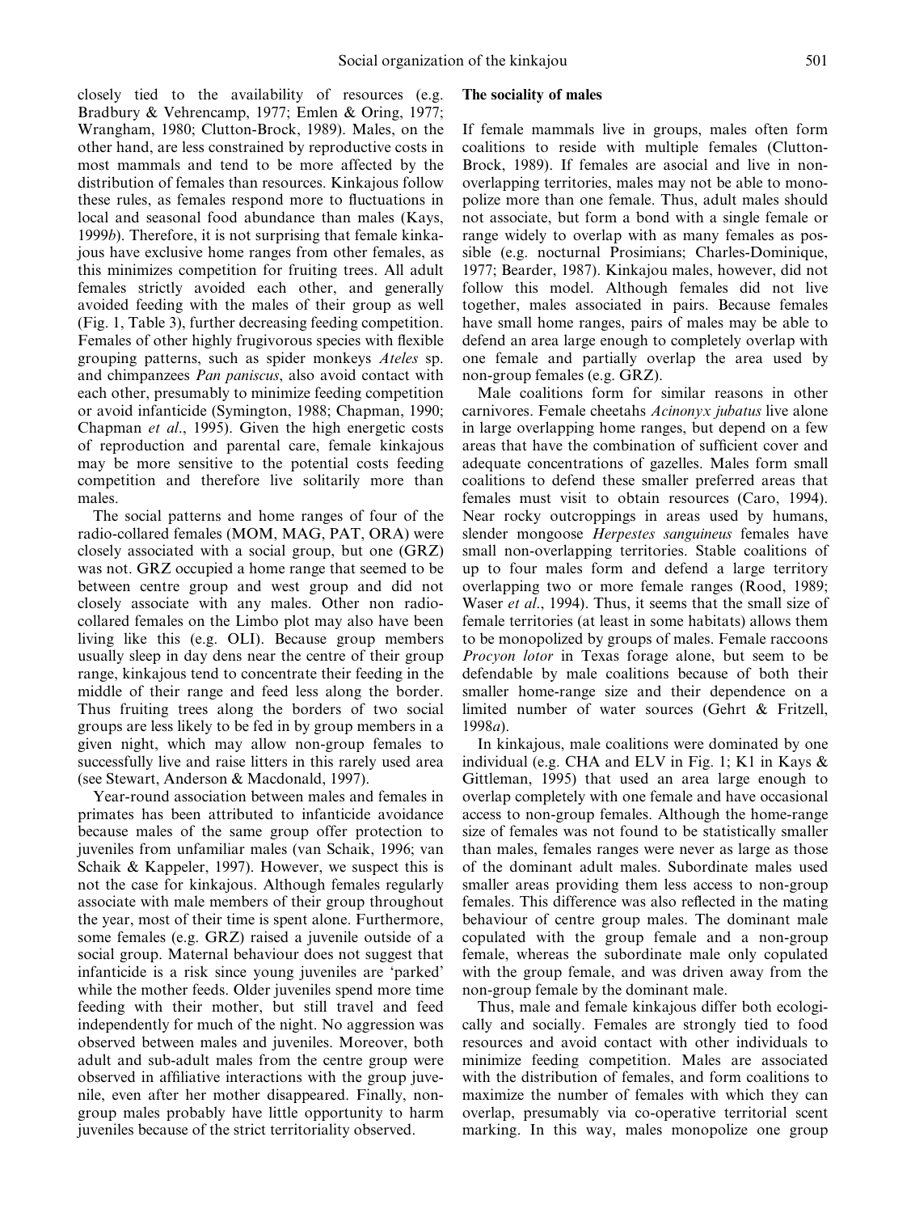closely tied to the availability of resources (e.g. Bradbury & Vehrencamp, 1977; Emlen & Oring, 1977; Wrangham, 1980; Clutton-Brock, 1989). Males, on the other hand, are less constrained by reproductive costs in most mammals and tend to be more affected by the distribution of females than resources. Kinkajous follow these rules, as females respond more to fluctuations in local and seasonal food abundance than males (Kays, 1999*b*). Therefore, it is not surprising that female kinkajous have exclusive home ranges from other females, as this minimizes competition for fruiting trees. All adult females strictly avoided each other, and generally avoided feeding with the males of their group as well (Fig. 1, Table 3), further decreasing feeding competition. Females of other highly frugivorous species with flexible grouping patterns, such as spider monkeys *Ateles* sp. and chimpanzees *Pan paniscus*, also avoid contact with each other, presumably to minimize feeding competition or avoid infanticide (Symington, 1988; Chapman, 1990; Chapman *et al*., 1995). Given the high energetic costs of reproduction and parental care, female kinkajous may be more sensitive to the potential costs feeding competition and therefore live solitarily more than males.

The social patterns and home ranges of four of the radio-collared females (MOM, MAG, PAT, ORA) were closely associated with a social group, but one (GRZ) was not. GRZ occupied a home range that seemed to be between centre group and west group and did not closely associate with any males. Other non radio-collared females on the Limbo plot may also have been living like this (e.g. OLI). Because group members usually sleep in day dens near the centre of their group range, kinkajous tend to concentrate their feeding in the middle of their range and feed less along the border. Thus fruiting trees along the borders of two social groups are less likely to be fed in by group members in a given night, which may allow non-group females to successfully live and raise litters in this rarely used area (see Stewart, Anderson & Macdonald, 1997).

Year-round association between males and females in primates has been attributed to infanticide avoidance because males of the same group offer protection to juveniles from unfamiliar males (van Schaik, 1996; van Schaik & Kappeler, 1997). However, we suspect this is not the case for kinkajous. Although females regularly associate with male members of their group throughout the year, most of their time is spent alone. Furthermore, some females (e.g. GRZ) raised a juvenile outside of a social group. Maternal behaviour does not suggest that infanticide is a risk since young juveniles are 'parked' while the mother feeds. Older juveniles spend more time feeding with their mother, but still travel and feed independently for much of the night. No aggression was observed between males and juveniles. Moreover, both adult and sub-adult males from the centre group were observed in affiliative interactions with the group juvenile, even after her mother disappeared. Finally, non-group males probably have little opportunity to harm juveniles because of the strict territoriality observed.

### The sociality of males

If female mammals live in groups, males often form coalitions to reside with multiple females (Clutton-Brock, 1989). If females are asocial and live in non-overlapping territories, males may not be able to monopolize more than one female. Thus, adult males should not associate, but form a bond with a single female or range widely to overlap with as many females as possible (e.g. nocturnal Prosimians; Charles-Dominique, 1977; Bearder, 1987). Kinkajou males, however, did not follow this model. Although females did not live together, males associated in pairs. Because females have small home ranges, pairs of males may be able to defend an area large enough to completely overlap with one female and partially overlap the area used by non-group females (e.g. GRZ).

Male coalitions form for similar reasons in other carnivores. Female cheetahs *Acinonyx jubatus* live alone in large overlapping home ranges, but depend on a few areas that have the combination of sufficient cover and adequate concentrations of gazelles. Males form small coalitions to defend these smaller preferred areas that females must visit to obtain resources (Caro, 1994). Near rocky outcroppings in areas used by humans, slender mongoose *Herpestes sanguineus* females have small non-overlapping territories. Stable coalitions of up to four males form and defend a large territory overlapping two or more female ranges (Rood, 1989; Waser *et al*., 1994). Thus, it seems that the small size of female territories (at least in some habitats) allows them to be monopolized by groups of males. Female raccoons *Procyon lotor* in Texas forage alone, but seem to be defendable by male coalitions because of both their smaller home-range size and their dependence on a limited number of water sources (Gehrt & Fritzell, 1998*a*).

In kinkajous, male coalitions were dominated by one individual (e.g. CHA and ELV in Fig. 1; K1 in Kays & Gittleman, 1995) that used an area large enough to overlap completely with one female and have occasional access to non-group females. Although the home-range size of females was not found to be statistically smaller than males, females ranges were never as large as those of the dominant adult males. Subordinate males used smaller areas providing them less access to non-group females. This difference was also reflected in the mating behaviour of centre group males. The dominant male copulated with the group female and a non-group female, whereas the subordinate male only copulated with the group female, and was driven away from the non-group female by the dominant male.

Thus, male and female kinkajous differ both ecologically and socially. Females are strongly tied to food resources and avoid contact with other individuals to minimize feeding competition. Males are associated with the distribution of females, and form coalitions to maximize the number of females with which they can overlap, presumably via co-operative territorial scent marking. In this way, males monopolize one group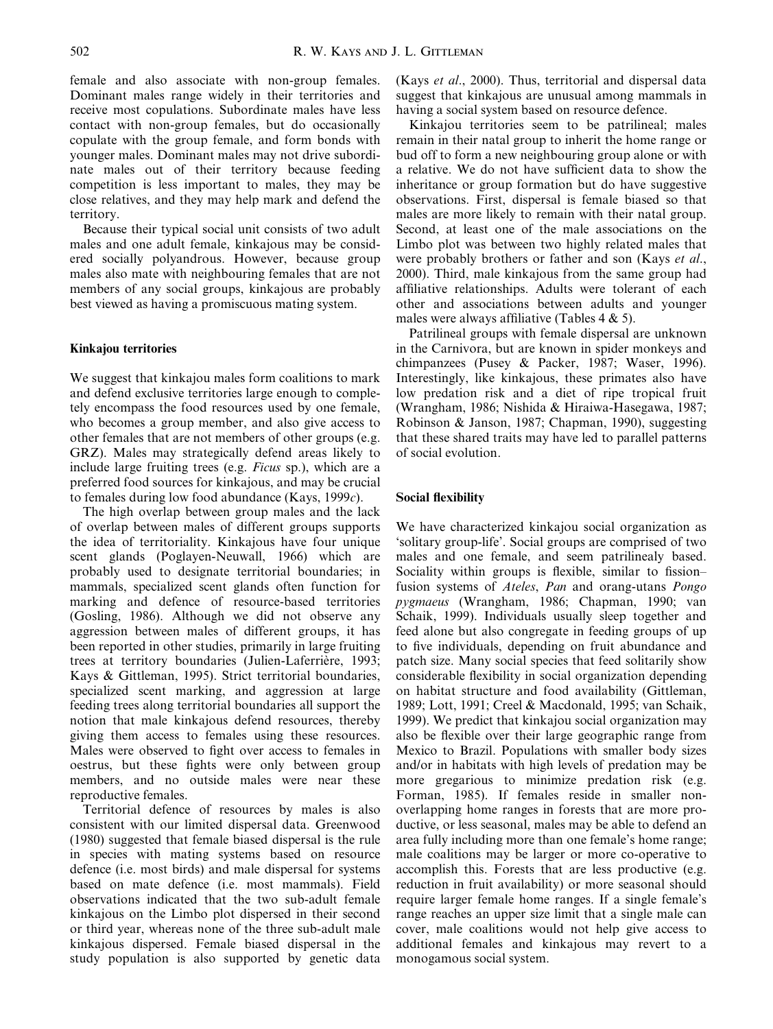female and also associate with non-group females. Dominant males range widely in their territories and receive most copulations. Subordinate males have less contact with non-group females, but do occasionally copulate with the group female, and form bonds with younger males. Dominant males may not drive subordinate males out of their territory because feeding competition is less important to males, they may be close relatives, and they may help mark and defend the territory.

Because their typical social unit consists of two adult males and one adult female, kinkajous may be considered socially polyandrous. However, because group males also mate with neighbouring females that are not members of any social groups, kinkajous are probably best viewed as having a promiscuous mating system.

### Kinkajou territories

We suggest that kinkajou males form coalitions to mark and defend exclusive territories large enough to completely encompass the food resources used by only one female, who becomes a group member, and also give access to other females that are not members of other groups (e.g. GRZ). Males may strategically defend areas likely to include large fruiting trees (e.g. *Ficus* sp.), which are a preferred food sources for kinkajous, and may be crucial to females during low food abundance (Kays, 1999*c*).

The high overlap between group males and the lack of overlap between males of different groups supports the idea of territoriality. Kinkajous have four unique scent glands (Poglayen-Neuwall, 1966) which are probably used to designate territorial boundaries; in mammals, specialized scent glands often function for marking and defence of resource-based territories (Gosling, 1986). Although we did not observe any aggression between males of different groups, it has been reported in other studies, primarily in large fruiting trees at territory boundaries (Julien-Laferrière, 1993; Kays & Gittleman, 1995). Strict territorial boundaries, specialized scent marking, and aggression at large feeding trees along territorial boundaries all support the notion that male kinkajous defend resources, thereby giving them access to females using these resources. Males were observed to fight over access to females in oestrus, but these fights were only between group members, and no outside males were near these reproductive females.

Territorial defence of resources by males is also consistent with our limited dispersal data. Greenwood (1980) suggested that female biased dispersal is the rule in species with mating systems based on resource defence (i.e. most birds) and male dispersal for systems based on mate defence (i.e. most mammals). Field observations indicated that the two sub-adult female kinkajous on the Limbo plot dispersed in their second or third year, whereas none of the three sub-adult male kinkajous dispersed. Female biased dispersal in the study population is also supported by genetic data (Kays *et al*., 2000). Thus, territorial and dispersal data suggest that kinkajous are unusual among mammals in having a social system based on resource defence.

Kinkajou territories seem to be patrilineal; males remain in their natal group to inherit the home range or bud off to form a new neighbouring group alone or with a relative. We do not have sufficient data to show the inheritance or group formation but do have suggestive observations. First, dispersal is female biased so that males are more likely to remain with their natal group. Second, at least one of the male associations on the Limbo plot was between two highly related males that were probably brothers or father and son (Kays *et al*., 2000). Third, male kinkajous from the same group had affiliative relationships. Adults were tolerant of each other and associations between adults and younger males were always affiliative (Tables 4 & 5).

Patrilineal groups with female dispersal are unknown in the Carnivora, but are known in spider monkeys and chimpanzees (Pusey & Packer, 1987; Waser, 1996). Interestingly, like kinkajous, these primates also have low predation risk and a diet of ripe tropical fruit (Wrangham, 1986; Nishida & Hiraiwa-Hasegawa, 1987; Robinson & Janson, 1987; Chapman, 1990), suggesting that these shared traits may have led to parallel patterns of social evolution.

### Social flexibility

We have characterized kinkajou social organization as 'solitary group-life'. Social groups are comprised of two males and one female, and seem patrilinealy based. Sociality within groups is flexible, similar to fission–fusion systems of *Ateles*, *Pan* and orang-utans *Pongo pygmaeus* (Wrangham, 1986; Chapman, 1990; van Schaik, 1999). Individuals usually sleep together and feed alone but also congregate in feeding groups of up to five individuals, depending on fruit abundance and patch size. Many social species that feed solitarily show considerable flexibility in social organization depending on habitat structure and food availability (Gittleman, 1989; Lott, 1991; Creel & Macdonald, 1995; van Schaik, 1999). We predict that kinkajou social organization may also be flexible over their large geographic range from Mexico to Brazil. Populations with smaller body sizes and/or in habitats with high levels of predation may be more gregarious to minimize predation risk (e.g. Forman, 1985). If females reside in smaller non-overlapping home ranges in forests that are more productive, or less seasonal, males may be able to defend an area fully including more than one female's home range; male coalitions may be larger or more co-operative to accomplish this. Forests that are less productive (e.g. reduction in fruit availability) or more seasonal should require larger female home ranges. If a single female's range reaches an upper size limit that a single male can cover, male coalitions would not help give access to additional females and kinkajous may revert to a monogamous social system.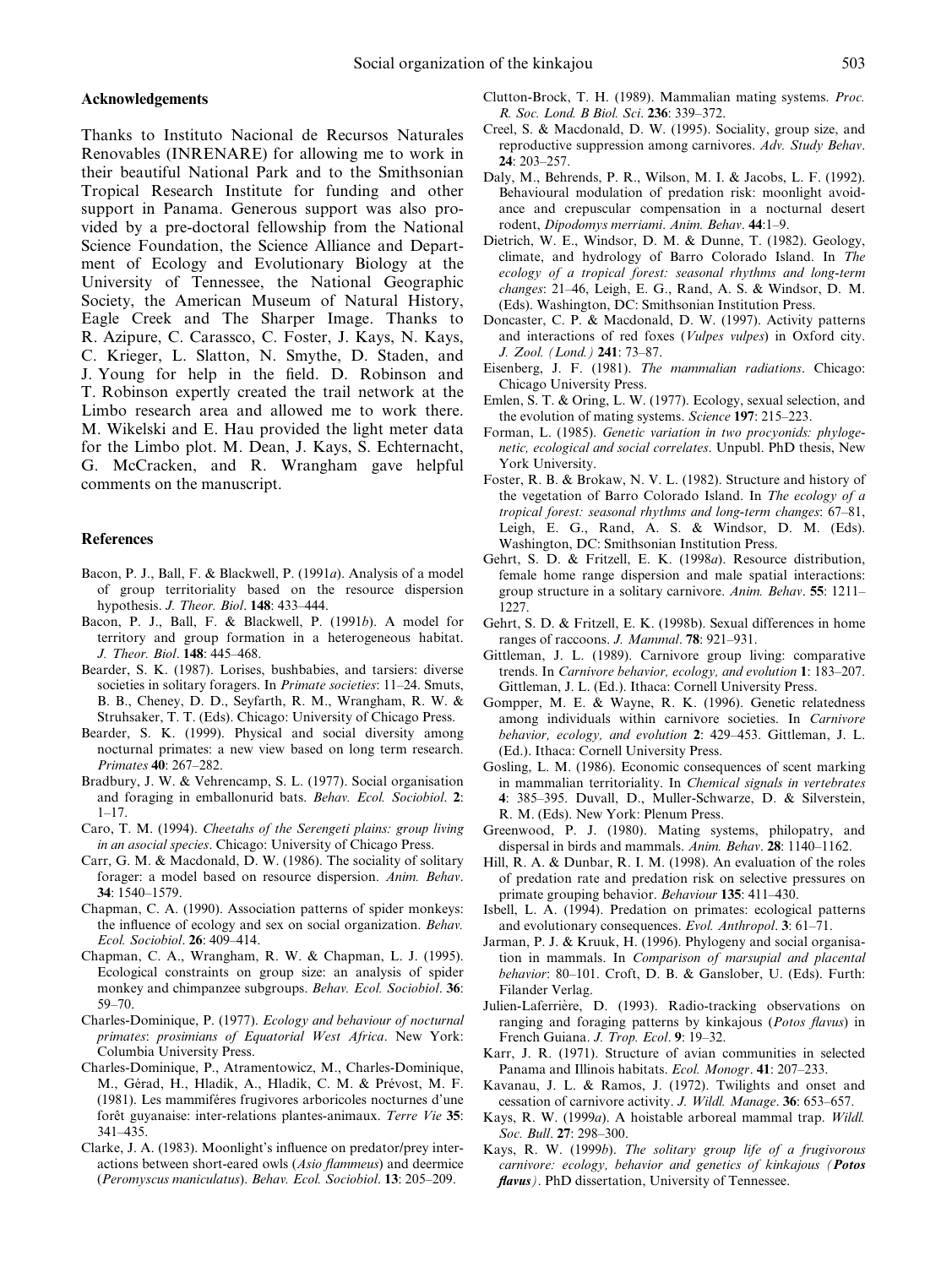### Acknowledgements

Thanks to Instituto Nacional de Recursos Naturales Renovables (INRENARE) for allowing me to work in their beautiful National Park and to the Smithsonian Tropical Research Institute for funding and other support in Panama. Generous support was also provided by a pre-doctoral fellowship from the National Science Foundation, the Science Alliance and Department of Ecology and Evolutionary Biology at the University of Tennessee, the National Geographic Society, the American Museum of Natural History, Eagle Creek and The Sharper Image. Thanks to R. Azipure, C. Carassco, C. Foster, J. Kays, N. Kays, C. Krieger, L. Slatton, N. Smythe, D. Staden, and J. Young for help in the field. D. Robinson and T. Robinson expertly created the trail network at the Limbo research area and allowed me to work there. M. Wikelski and E. Hau provided the light meter data for the Limbo plot. M. Dean, J. Kays, S. Echternacht, G. McCracken, and R. Wrangham gave helpful comments on the manuscript.

### References

Bacon, P. J., Ball, F. & Blackwell, P. (1991*a*). Analysis of a model of group territoriality based on the resource dispersion hypothesis. *J. Theor. Biol*. **148**: 433–444.

Bacon, P. J., Ball, F. & Blackwell, P. (1991*b*). A model for territory and group formation in a heterogeneous habitat. *J. Theor. Biol*. **148**: 445–468.

Bearder, S. K. (1987). Lorises, bushbabies, and tarsiers: diverse societies in solitary foragers. In *Primate societies*: 11–24. Smuts, B. B., Cheney, D. D., Seyfarth, R. M., Wrangham, R. W. & Struhsaker, T. T. (Eds). Chicago: University of Chicago Press.

Bearder, S. K. (1999). Physical and social diversity among nocturnal primates: a new view based on long term research. *Primates* **40**: 267–282.

Bradbury, J. W. & Vehrencamp, S. L. (1977). Social organisation and foraging in emballonurid bats. *Behav. Ecol. Sociobiol*. **2**: 1–17.

Caro, T. M. (1994). *Cheetahs of the Serengeti plains: group living in an asocial species*. Chicago: University of Chicago Press.

Carr, G. M. & Macdonald, D. W. (1986). The sociality of solitary forager: a model based on resource dispersion. *Anim. Behav*. **34**: 1540–1579.

Chapman, C. A. (1990). Association patterns of spider monkeys: the influence of ecology and sex on social organization. *Behav. Ecol. Sociobiol*. **26**: 409–414.

Chapman, C. A., Wrangham, R. W. & Chapman, L. J. (1995). Ecological constraints on group size: an analysis of spider monkey and chimpanzee subgroups. *Behav. Ecol. Sociobiol*. **36**: 59–70.

Charles-Dominique, P. (1977). *Ecology and behaviour of nocturnal primates*: *prosimians of Equatorial West Africa*. New York: Columbia University Press.

Charles-Dominique, P., Atramentowicz, M., Charles-Dominique, M., Gérad, H., Hladik, A., Hladik, C. M. & Prévost, M. F. (1981). Les mammiféres frugivores arboricoles nocturnes d'une forêt guyanaise: inter-relations plantes-animaux. *Terre Vie* **35**: 341–435.

Clarke, J. A. (1983). Moonlight's influence on predator/prey interactions between short-eared owls (*Asio flammeus*) and deermice (*Peromyscus maniculatus*). *Behav. Ecol. Sociobiol*. **13**: 205–209.

Clutton-Brock, T. H. (1989). Mammalian mating systems. *Proc. R. Soc. Lond. B Biol. Sci*. **236**: 339–372.

Creel, S. & Macdonald, D. W. (1995). Sociality, group size, and reproductive suppression among carnivores. *Adv. Study Behav*. **24**: 203–257.

Daly, M., Behrends, P. R., Wilson, M. I. & Jacobs, L. F. (1992). Behavioural modulation of predation risk: moonlight avoidance and crepuscular compensation in a nocturnal desert rodent, *Dipodomys merriami*. *Anim. Behav*. **44**:1–9.

Dietrich, W. E., Windsor, D. M. & Dunne, T. (1982). Geology, climate, and hydrology of Barro Colorado Island. In *The ecology of a tropical forest: seasonal rhythms and long-term changes*: 21–46, Leigh, E. G., Rand, A. S. & Windsor, D. M. (Eds). Washington, DC: Smithsonian Institution Press.

Doncaster, C. P. & Macdonald, D. W. (1997). Activity patterns and interactions of red foxes (*Vulpes vulpes*) in Oxford city. *J. Zool. (Lond.)* **241**: 73–87.

Eisenberg, J. F. (1981). *The mammalian radiations*. Chicago: Chicago University Press.

Emlen, S. T. & Oring, L. W. (1977). Ecology, sexual selection, and the evolution of mating systems. *Science* **197**: 215–223.

Forman, L. (1985). *Genetic variation in two procyonids: phylogenetic, ecological and social correlates*. Unpubl. PhD thesis, New York University.

Foster, R. B. & Brokaw, N. V. L. (1982). Structure and history of the vegetation of Barro Colorado Island. In *The ecology of a tropical forest: seasonal rhythms and long-term changes*: 67–81, Leigh, E. G., Rand, A. S. & Windsor, D. M. (Eds). Washington, DC: Smithsonian Institution Press.

Gehrt, S. D. & Fritzell, E. K. (1998*a*). Resource distribution, female home range dispersion and male spatial interactions: group structure in a solitary carnivore. *Anim. Behav*. **55**: 1211–1227.

Gehrt, S. D. & Fritzell, E. K. (1998b). Sexual differences in home ranges of raccoons. *J. Mammal*. **78**: 921–931.

Gittleman, J. L. (1989). Carnivore group living: comparative trends. In *Carnivore behavior, ecology, and evolution* **1**: 183–207. Gittleman, J. L. (Ed.). Ithaca: Cornell University Press.

Gompper, M. E. & Wayne, R. K. (1996). Genetic relatedness among individuals within carnivore societies. In *Carnivore behavior, ecology, and evolution* **2**: 429–453. Gittleman, J. L. (Ed.). Ithaca: Cornell University Press.

Gosling, L. M. (1986). Economic consequences of scent marking in mammalian territoriality. In *Chemical signals in vertebrates* **4**: 385–395. Duvall, D., Muller-Schwarze, D. & Silverstein, R. M. (Eds). New York: Plenum Press.

Greenwood, P. J. (1980). Mating systems, philopatry, and dispersal in birds and mammals. *Anim. Behav*. **28**: 1140–1162.

Hill, R. A. & Dunbar, R. I. M. (1998). An evaluation of the roles of predation rate and predation risk on selective pressures on primate grouping behavior. *Behaviour* **135**: 411–430.

Isbell, L. A. (1994). Predation on primates: ecological patterns and evolutionary consequences. *Evol. Anthropol*. **3**: 61–71.

Jarman, P. J. & Kruuk, H. (1996). Phylogeny and social organisation in mammals. In *Comparison of marsupial and placental behavior*: 80–101. Croft, D. B. & Ganslober, U. (Eds). Furth: Filander Verlag.

Julien-Laferrière, D. (1993). Radio-tracking observations on ranging and foraging patterns by kinkajous (*Potos flavus*) in French Guiana. *J. Trop. Ecol*. **9**: 19–32.

Karr, J. R. (1971). Structure of avian communities in selected Panama and Illinois habitats. *Ecol. Monogr*. **41**: 207–233.

Kavanau, J. L. & Ramos, J. (1972). Twilights and onset and cessation of carnivore activity. *J. Wildl. Manage*. **36**: 653–657.

Kays, R. W. (1999*a*). A hoistable arboreal mammal trap. *Wildl. Soc. Bull*. **27**: 298–300.

Kays, R. W. (1999*b*). *The solitary group life of a frugivorous carnivore: ecology, behavior and genetics of kinkajous (**Potos flavus**)*. PhD dissertation, University of Tennessee.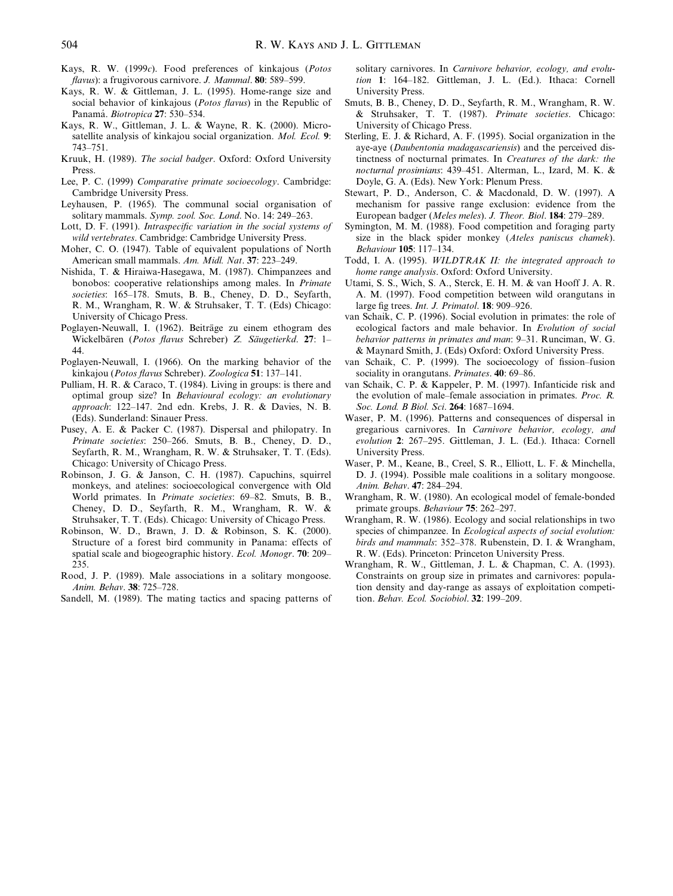Kays, R. W. (1999*c*). Food preferences of kinkajous (*Potos flavus*): a frugivorous carnivore. *J. Mammal*. **80**: 589–599.

Kays, R. W. & Gittleman, J. L. (1995). Home-range size and social behavior of kinkajous (*Potos flavus*) in the Republic of Panamá. *Biotropica* **27**: 530–534.

Kays, R. W., Gittleman, J. L. & Wayne, R. K. (2000). Microsatellite analysis of kinkajou social organization. *Mol. Ecol.* **9**: 743–751.

Kruuk, H. (1989). *The social badger*. Oxford: Oxford University Press.

Lee, P. C. (1999) *Comparative primate socioecology*. Cambridge: Cambridge University Press.

Leyhausen, P. (1965). The communal social organisation of solitary mammals. *Symp. zool. Soc. Lond*. No. 14: 249–263.

Lott, D. F. (1991). *Intraspecific variation in the social systems of wild vertebrates*. Cambridge: Cambridge University Press.

Moher, C. O. (1947). Table of equivalent populations of North American small mammals. *Am. Midl. Nat*. **37**: 223–249.

Nishida, T. & Hiraiwa-Hasegawa, M. (1987). Chimpanzees and bonobos: cooperative relationships among males. In *Primate societies*: 165–178. Smuts, B. B., Cheney, D. D., Seyfarth, R. M., Wrangham, R. W. & Struhsaker, T. T. (Eds) Chicago: University of Chicago Press.

Poglayen-Neuwall, I. (1962). Beiträge zu einem ethogram des Wickelbären (*Potos flavus* Schreber) *Z. Säugetierkd*. **27**: 1–44.

Poglayen-Neuwall, I. (1966). On the marking behavior of the kinkajou (*Potos flavus* Schreber). *Zoologica* **51**: 137–141.

Pulliam, H. R. & Caraco, T. (1984). Living in groups: is there and optimal group size? In *Behavioural ecology: an evolutionary approach*: 122–147. 2nd edn. Krebs, J. R. & Davies, N. B. (Eds). Sunderland: Sinauer Press.

Pusey, A. E. & Packer C. (1987). Dispersal and philopatry. In *Primate societies*: 250–266. Smuts, B. B., Cheney, D. D., Seyfarth, R. M., Wrangham, R. W. & Struhsaker, T. T. (Eds). Chicago: University of Chicago Press.

Robinson, J. G. & Janson, C. H. (1987). Capuchins, squirrel monkeys, and atelines: socioecological convergence with Old World primates. In *Primate societies*: 69–82. Smuts, B. B., Cheney, D. D., Seyfarth, R. M., Wrangham, R. W. & Struhsaker, T. T. (Eds). Chicago: University of Chicago Press.

Robinson, W. D., Brawn, J. D. & Robinson, S. K. (2000). Structure of a forest bird community in Panama: effects of spatial scale and biogeographic history. *Ecol. Monogr*. **70**: 209–235.

Rood, J. P. (1989). Male associations in a solitary mongoose. *Anim. Behav*. **38**: 725–728.

Sandell, M. (1989). The mating tactics and spacing patterns of solitary carnivores. In *Carnivore behavior, ecology, and evolution* **1**: 164–182. Gittleman, J. L. (Ed.). Ithaca: Cornell University Press.

Smuts, B. B., Cheney, D. D., Seyfarth, R. M., Wrangham, R. W. & Struhsaker, T. T. (1987). *Primate societies*. Chicago: University of Chicago Press.

Sterling, E. J. & Richard, A. F. (1995). Social organization in the aye-aye (*Daubentonia madagascariensis*) and the perceived distinctness of nocturnal primates. In *Creatures of the dark: the nocturnal prosimians*: 439–451. Alterman, L., Izard, M. K. & Doyle, G. A. (Eds). New York: Plenum Press.

Stewart, P. D., Anderson, C. & Macdonald, D. W. (1997). A mechanism for passive range exclusion: evidence from the European badger (*Meles meles*). *J. Theor. Biol*. **184**: 279–289.

Symington, M. M. (1988). Food competition and foraging party size in the black spider monkey (*Ateles paniscus chamek*). *Behaviour* **105**: 117–134.

Todd, I. A. (1995). *WILDTRAK II: the integrated approach to home range analysis*. Oxford: Oxford University.

Utami, S. S., Wich, S. A., Sterck, E. H. M. & van Hooff J. A. R. A. M. (1997). Food competition between wild orangutans in large fig trees. *Int. J. Primatol*. **18**: 909–926.

van Schaik, C. P. (1996). Social evolution in primates: the role of ecological factors and male behavior. In *Evolution of social behavior patterns in primates and man*: 9–31. Runciman, W. G. & Maynard Smith, J. (Eds) Oxford: Oxford University Press.

van Schaik, C. P. (1999). The socioecology of fission–fusion sociality in orangutans. *Primates*. **40**: 69–86.

van Schaik, C. P. & Kappeler, P. M. (1997). Infanticide risk and the evolution of male–female association in primates. *Proc. R. Soc. Lond. B Biol. Sci*. **264**: 1687–1694.

Waser, P. M. (1996). Patterns and consequences of dispersal in gregarious carnivores. In *Carnivore behavior, ecology, and evolution* **2**: 267–295. Gittleman, J. L. (Ed.). Ithaca: Cornell University Press.

Waser, P. M., Keane, B., Creel, S. R., Elliott, L. F. & Minchella, D. J. (1994). Possible male coalitions in a solitary mongoose. *Anim. Behav*. **47**: 284–294.

Wrangham, R. W. (1980). An ecological model of female-bonded primate groups. *Behaviour* **75**: 262–297.

Wrangham, R. W. (1986). Ecology and social relationships in two species of chimpanzee. In *Ecological aspects of social evolution: birds and mammals*: 352–378. Rubenstein, D. I. & Wrangham, R. W. (Eds). Princeton: Princeton University Press.

Wrangham, R. W., Gittleman, J. L. & Chapman, C. A. (1993). Constraints on group size in primates and carnivores: population density and day-range as assays of exploitation competition. *Behav. Ecol. Sociobiol*. **32**: 199–209.